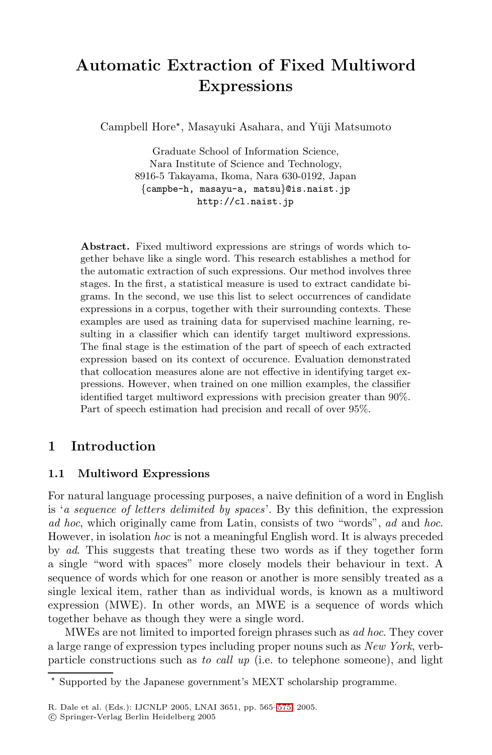# Automatic Extraction of Fixed Multiword Expressions

Campbell Hore*, Masayuki Asahara, and Yūji Matsumoto

Graduate School of Information Science,
Nara Institute of Science and Technology,
8916-5 Takayama, Ikoma, Nara 630-0192, Japan
{campbe-h, masayu-a, matsu}@is.naist.jp
http://cl.naist.jp

**Abstract.** Fixed multiword expressions are strings of words which together behave like a single word. This research establishes a method for the automatic extraction of such expressions. Our method involves three stages. In the first, a statistical measure is used to extract candidate bigrams. In the second, we use this list to select occurrences of candidate expressions in a corpus, together with their surrounding contexts. These examples are used as training data for supervised machine learning, resulting in a classifier which can identify target multiword expressions. The final stage is the estimation of the part of speech of each extracted expression based on its context of occurence. Evaluation demonstrated that collocation measures alone are not effective in identifying target expressions. However, when trained on one million examples, the classifier identified target multiword expressions with precision greater than 90%. Part of speech estimation had precision and recall of over 95%.

## 1 Introduction

### 1.1 Multiword Expressions

For natural language processing purposes, a naive definition of a word in English is '*a sequence of letters delimited by spaces*'. By this definition, the expression *ad hoc*, which originally came from Latin, consists of two "words", *ad* and *hoc*. However, in isolation *hoc* is not a meaningful English word. It is always preceded by *ad*. This suggests that treating these two words as if they together form a single "word with spaces" more closely models their behaviour in text. A sequence of words which for one reason or another is more sensibly treated as a single lexical item, rather than as individual words, is known as a multiword expression (MWE). In other words, an MWE is a sequence of words which together behave as though they were a single word.

MWEs are not limited to imported foreign phrases such as *ad hoc*. They cover a large range of expression types including proper nouns such as *New York*, verb-particle constructions such as *to call up* (i.e. to telephone someone), and light

* Supported by the Japanese government's MEXT scholarship programme.

R. Dale et al. (Eds.): IJCNLP 2005, LNAI 3651, pp. 565–575, 2005.
© Springer-Verlag Berlin Heidelberg 2005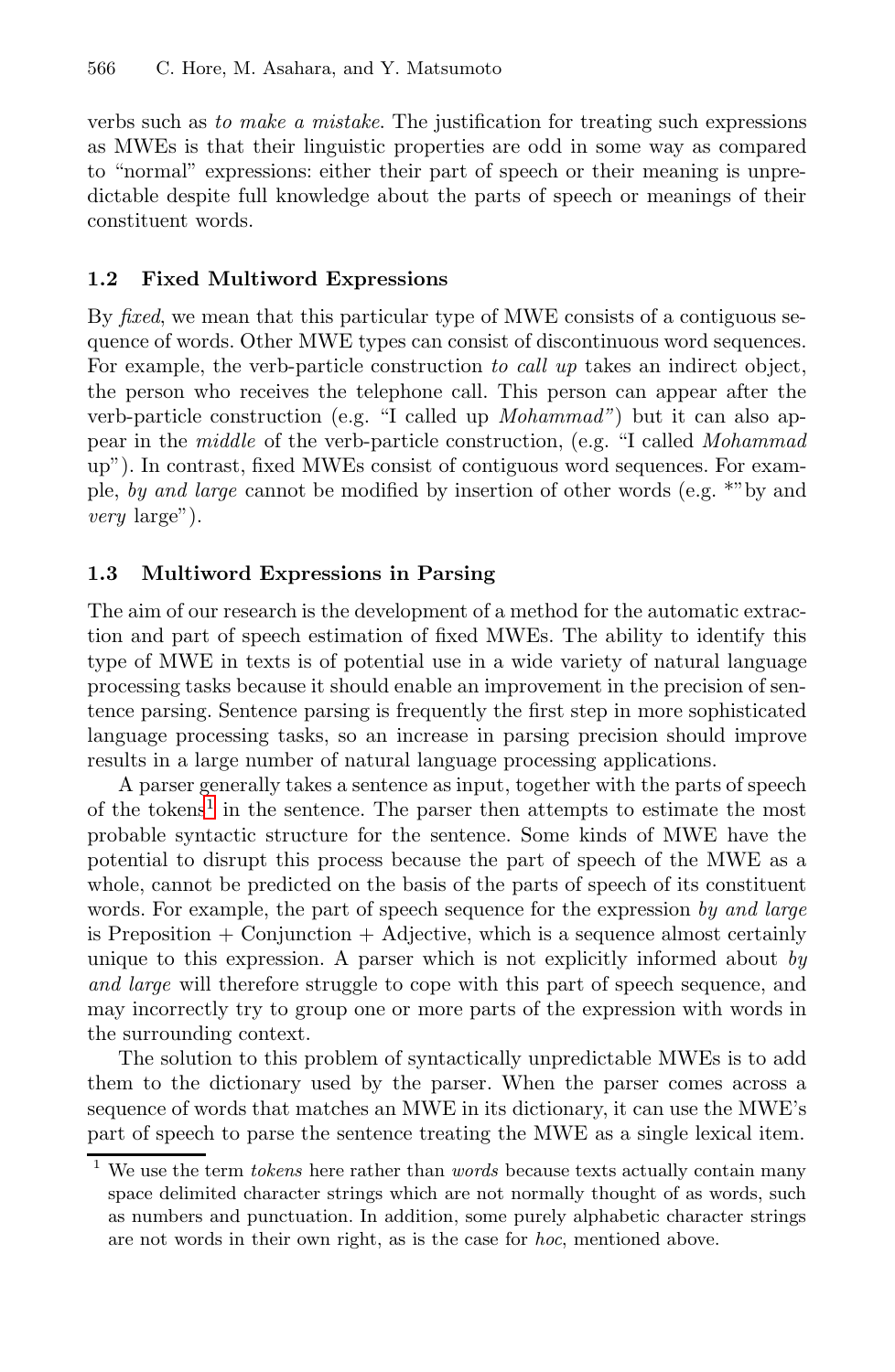verbs such as *to make a mistake*. The justification for treating such expressions as MWEs is that their linguistic properties are odd in some way as compared to "normal" expressions: either their part of speech or their meaning is unpredictable despite full knowledge about the parts of speech or meanings of their constituent words.

### 1.2 Fixed Multiword Expressions

By *fixed*, we mean that this particular type of MWE consists of a contiguous sequence of words. Other MWE types can consist of discontinuous word sequences. For example, the verb-particle construction *to call up* takes an indirect object, the person who receives the telephone call. This person can appear after the verb-particle construction (e.g. "I called up *Mohammad"*) but it can also appear in the *middle* of the verb-particle construction, (e.g. "I called *Mohammad* up"). In contrast, fixed MWEs consist of contiguous word sequences. For example, *by and large* cannot be modified by insertion of other words (e.g. *"by and *very* large").

### 1.3 Multiword Expressions in Parsing

The aim of our research is the development of a method for the automatic extraction and part of speech estimation of fixed MWEs. The ability to identify this type of MWE in texts is of potential use in a wide variety of natural language processing tasks because it should enable an improvement in the precision of sentence parsing. Sentence parsing is frequently the first step in more sophisticated language processing tasks, so an increase in parsing precision should improve results in a large number of natural language processing applications.

A parser generally takes a sentence as input, together with the parts of speech of the tokens[1] in the sentence. The parser then attempts to estimate the most probable syntactic structure for the sentence. Some kinds of MWE have the potential to disrupt this process because the part of speech of the MWE as a whole, cannot be predicted on the basis of the parts of speech of its constituent words. For example, the part of speech sequence for the expression *by and large* is Preposition + Conjunction + Adjective, which is a sequence almost certainly unique to this expression. A parser which is not explicitly informed about *by and large* will therefore struggle to cope with this part of speech sequence, and may incorrectly try to group one or more parts of the expression with words in the surrounding context.

The solution to this problem of syntactically unpredictable MWEs is to add them to the dictionary used by the parser. When the parser comes across a sequence of words that matches an MWE in its dictionary, it can use the MWE's part of speech to parse the sentence treating the MWE as a single lexical item.

[1] We use the term *tokens* here rather than *words* because texts actually contain many space delimited character strings which are not normally thought of as words, such as numbers and punctuation. In addition, some purely alphabetic character strings are not words in their own right, as is the case for *hoc*, mentioned above.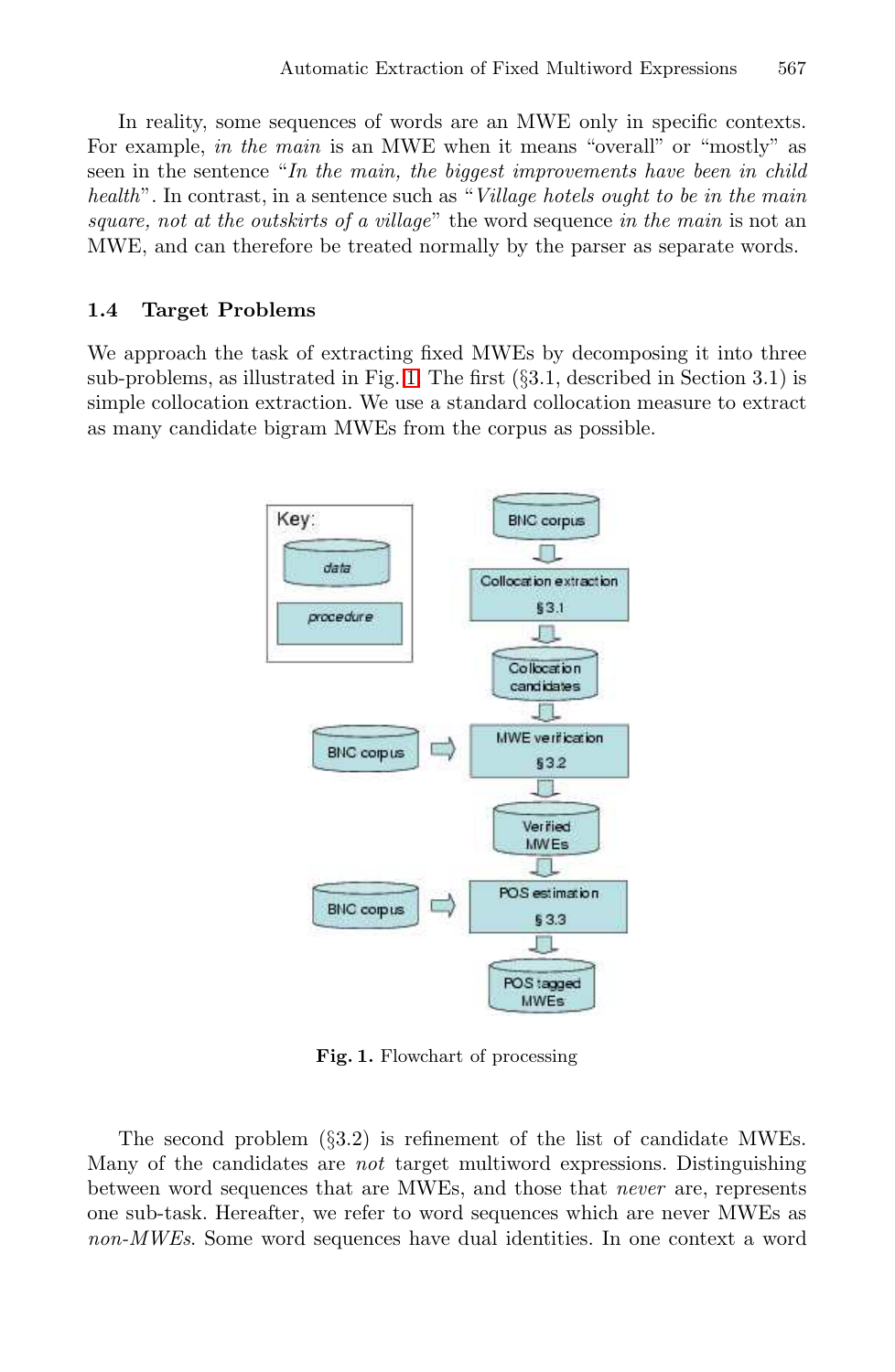In reality, some sequences of words are an MWE only in specific contexts. For example, *in the main* is an MWE when it means "overall" or "mostly" as seen in the sentence "*In the main, the biggest improvements have been in child health*". In contrast, in a sentence such as "*Village hotels ought to be in the main square, not at the outskirts of a village*" the word sequence *in the main* is not an MWE, and can therefore be treated normally by the parser as separate words.

### 1.4 Target Problems

We approach the task of extracting fixed MWEs by decomposing it into three sub-problems, as illustrated in Fig. 1. The first (§3.1, described in Section 3.1) is simple collocation extraction. We use a standard collocation measure to extract as many candidate bigram MWEs from the corpus as possible.

**Fig. 1.** Flowchart of processing

The second problem (§3.2) is refinement of the list of candidate MWEs. Many of the candidates are *not* target multiword expressions. Distinguishing between word sequences that are MWEs, and those that *never* are, represents one sub-task. Hereafter, we refer to word sequences which are never MWEs as *non-MWEs*. Some word sequences have dual identities. In one context a word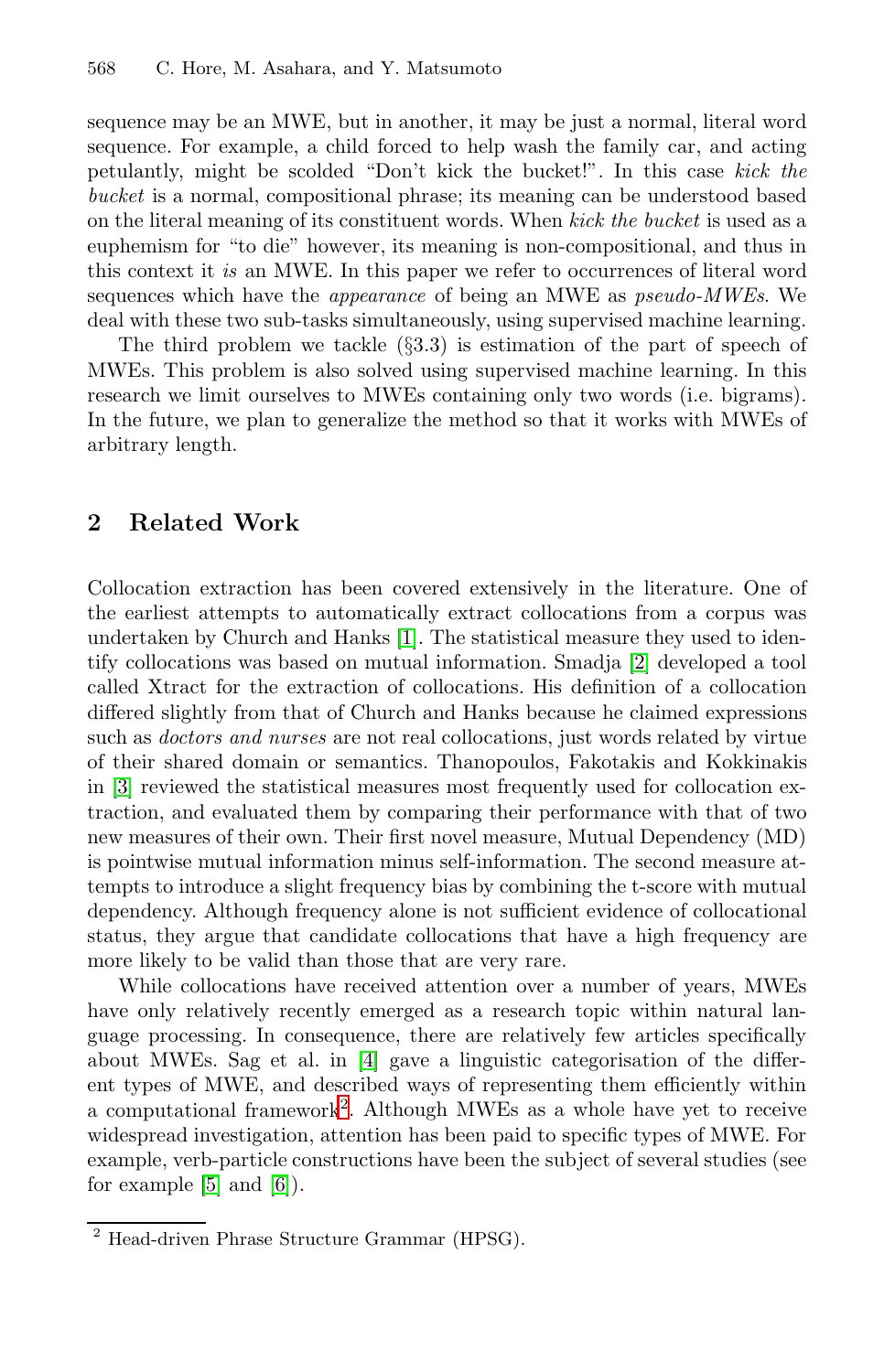sequence may be an MWE, but in another, it may be just a normal, literal word sequence. For example, a child forced to help wash the family car, and acting petulantly, might be scolded "Don't kick the bucket!". In this case *kick the bucket* is a normal, compositional phrase; its meaning can be understood based on the literal meaning of its constituent words. When *kick the bucket* is used as a euphemism for "to die" however, its meaning is non-compositional, and thus in this context it *is* an MWE. In this paper we refer to occurrences of literal word sequences which have the *appearance* of being an MWE as *pseudo-MWEs*. We deal with these two sub-tasks simultaneously, using supervised machine learning.

The third problem we tackle (§3.3) is estimation of the part of speech of MWEs. This problem is also solved using supervised machine learning. In this research we limit ourselves to MWEs containing only two words (i.e. bigrams). In the future, we plan to generalize the method so that it works with MWEs of arbitrary length.

## 2 Related Work

Collocation extraction has been covered extensively in the literature. One of the earliest attempts to automatically extract collocations from a corpus was undertaken by Church and Hanks [1]. The statistical measure they used to identify collocations was based on mutual information. Smadja [2] developed a tool called Xtract for the extraction of collocations. His definition of a collocation differed slightly from that of Church and Hanks because he claimed expressions such as *doctors and nurses* are not real collocations, just words related by virtue of their shared domain or semantics. Thanopoulos, Fakotakis and Kokkinakis in [3] reviewed the statistical measures most frequently used for collocation extraction, and evaluated them by comparing their performance with that of two new measures of their own. Their first novel measure, Mutual Dependency (MD) is pointwise mutual information minus self-information. The second measure attempts to introduce a slight frequency bias by combining the t-score with mutual dependency. Although frequency alone is not sufficient evidence of collocational status, they argue that candidate collocations that have a high frequency are more likely to be valid than those that are very rare.

While collocations have received attention over a number of years, MWEs have only relatively recently emerged as a research topic within natural language processing. In consequence, there are relatively few articles specifically about MWEs. Sag et al. in [4] gave a linguistic categorisation of the different types of MWE, and described ways of representing them efficiently within a computational framework[2]. Although MWEs as a whole have yet to receive widespread investigation, attention has been paid to specific types of MWE. For example, verb-particle constructions have been the subject of several studies (see for example [5] and [6]).

[2] Head-driven Phrase Structure Grammar (HPSG).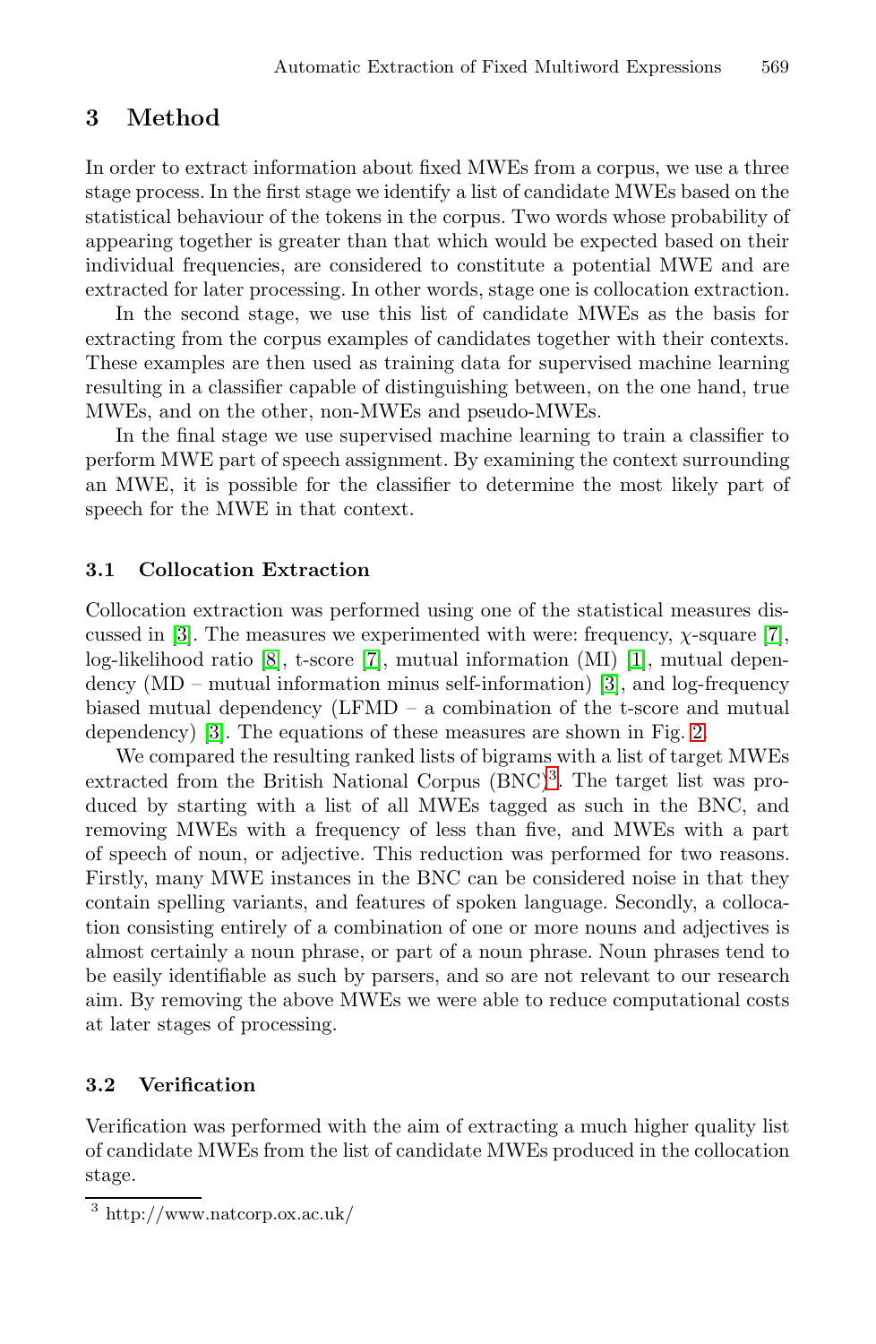## 3 Method

In order to extract information about fixed MWEs from a corpus, we use a three stage process. In the first stage we identify a list of candidate MWEs based on the statistical behaviour of the tokens in the corpus. Two words whose probability of appearing together is greater than that which would be expected based on their individual frequencies, are considered to constitute a potential MWE and are extracted for later processing. In other words, stage one is collocation extraction.

In the second stage, we use this list of candidate MWEs as the basis for extracting from the corpus examples of candidates together with their contexts. These examples are then used as training data for supervised machine learning resulting in a classifier capable of distinguishing between, on the one hand, true MWEs, and on the other, non-MWEs and pseudo-MWEs.

In the final stage we use supervised machine learning to train a classifier to perform MWE part of speech assignment. By examining the context surrounding an MWE, it is possible for the classifier to determine the most likely part of speech for the MWE in that context.

### 3.1 Collocation Extraction

Collocation extraction was performed using one of the statistical measures discussed in [3]. The measures we experimented with were: frequency, $\chi$-square [7], log-likelihood ratio [8], t-score [7], mutual information (MI) [1], mutual dependency (MD – mutual information minus self-information) [3], and log-frequency biased mutual dependency (LFMD – a combination of the t-score and mutual dependency) [3]. The equations of these measures are shown in Fig. 2.

We compared the resulting ranked lists of bigrams with a list of target MWEs extracted from the British National Corpus (BNC)[3]. The target list was produced by starting with a list of all MWEs tagged as such in the BNC, and removing MWEs with a frequency of less than five, and MWEs with a part of speech of noun, or adjective. This reduction was performed for two reasons. Firstly, many MWE instances in the BNC can be considered noise in that they contain spelling variants, and features of spoken language. Secondly, a collocation consisting entirely of a combination of one or more nouns and adjectives is almost certainly a noun phrase, or part of a noun phrase. Noun phrases tend to be easily identifiable as such by parsers, and so are not relevant to our research aim. By removing the above MWEs we were able to reduce computational costs at later stages of processing.

### 3.2 Verification

Verification was performed with the aim of extracting a much higher quality list of candidate MWEs from the list of candidate MWEs produced in the collocation stage.

[3] http://www.natcorp.ox.ac.uk/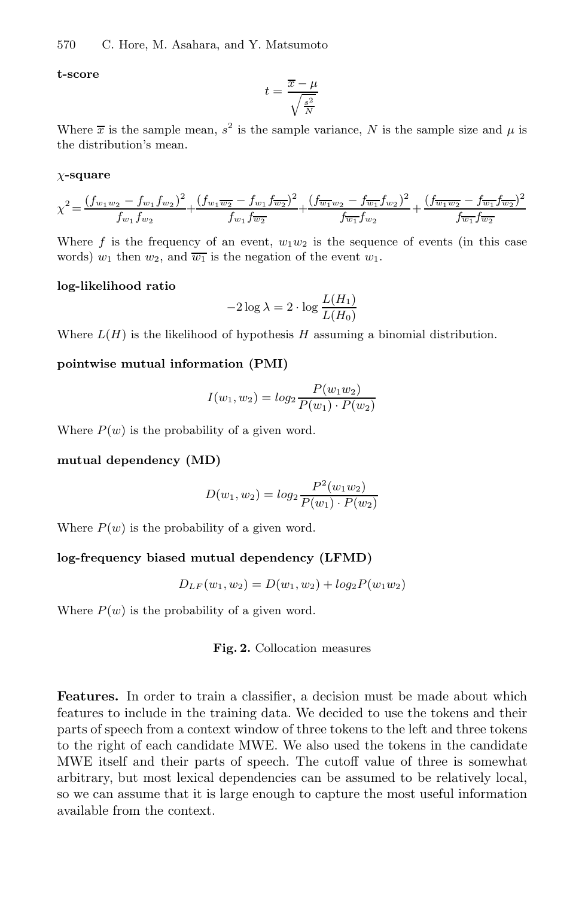**t-score**

$$t = \frac{\overline{x} - \mu}{\sqrt{\frac{s^2}{N}}}$$

Where $\overline{x}$ is the sample mean, $s^2$ is the sample variance, $N$ is the sample size and $\mu$ is the distribution's mean.

**$\chi$-square**

$$\chi^2 = \frac{(f_{w_1 w_2} - f_{w_1} f_{w_2})^2}{f_{w_1} f_{w_2}} + \frac{(f_{w_1 \overline{w_2}} - f_{w_1} f_{\overline{w_2}})^2}{f_{w_1} f_{\overline{w_2}}} + \frac{(f_{\overline{w_1} w_2} - f_{\overline{w_1}} f_{w_2})^2}{f_{\overline{w_1}} f_{w_2}} + \frac{(f_{\overline{w_1} \overline{w_2}} - f_{\overline{w_1}} f_{\overline{w_2}})^2}{f_{\overline{w_1}} f_{\overline{w_2}}}$$

Where $f$ is the frequency of an event, $w_1 w_2$ is the sequence of events (in this case words) $w_1$ then $w_2$, and $\overline{w_1}$ is the negation of the event $w_1$.

**log-likelihood ratio**

$$-2 \log \lambda = 2 \cdot \log \frac{L(H_1)}{L(H_0)}$$

Where $L(H)$ is the likelihood of hypothesis $H$ assuming a binomial distribution.

**pointwise mutual information (PMI)**

$$I(w_1, w_2) = log_2 \frac{P(w_1 w_2)}{P(w_1) \cdot P(w_2)}$$

Where $P(w)$ is the probability of a given word.

**mutual dependency (MD)**

$$D(w_1, w_2) = log_2 \frac{P^2(w_1 w_2)}{P(w_1) \cdot P(w_2)}$$

Where $P(w)$ is the probability of a given word.

**log-frequency biased mutual dependency (LFMD)**

$$D_{LF}(w_1, w_2) = D(w_1, w_2) + log_2 P(w_1 w_2)$$

Where $P(w)$ is the probability of a given word.

**Fig. 2.** Collocation measures

**Features.** In order to train a classifier, a decision must be made about which features to include in the training data. We decided to use the tokens and their parts of speech from a context window of three tokens to the left and three tokens to the right of each candidate MWE. We also used the tokens in the candidate MWE itself and their parts of speech. The cutoff value of three is somewhat arbitrary, but most lexical dependencies can be assumed to be relatively local, so we can assume that it is large enough to capture the most useful information available from the context.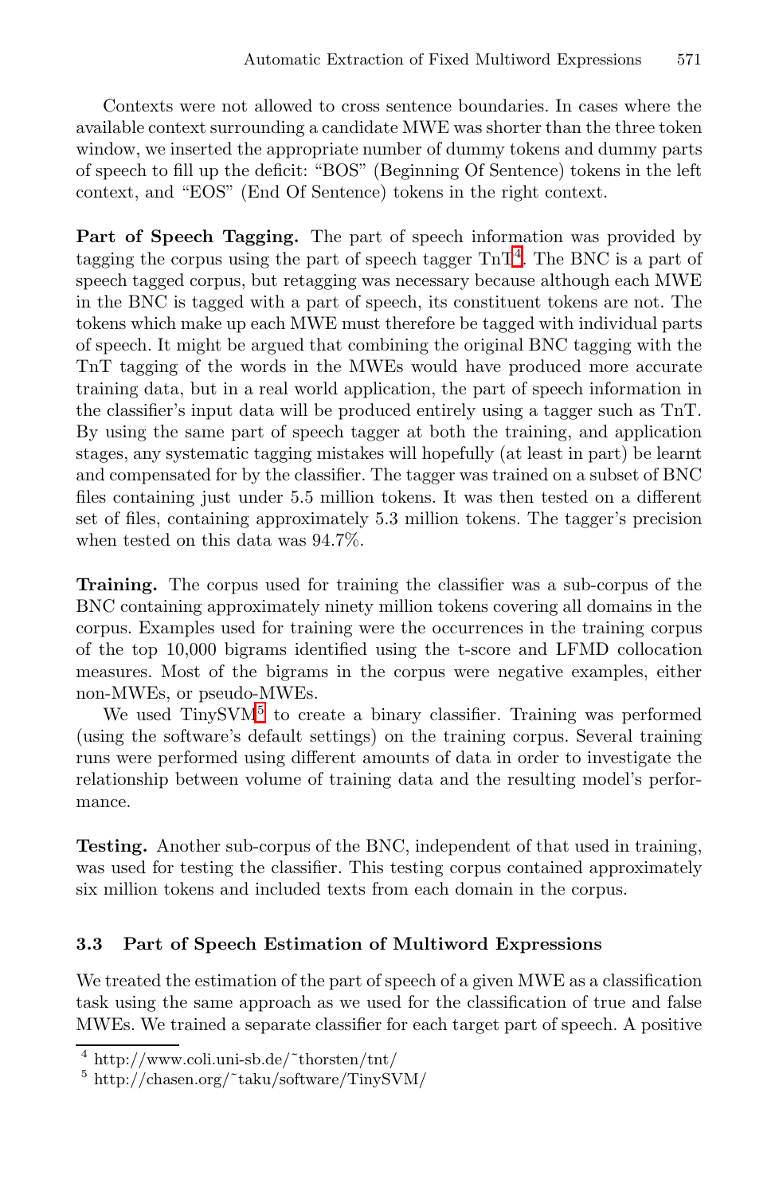Contexts were not allowed to cross sentence boundaries. In cases where the available context surrounding a candidate MWE was shorter than the three token window, we inserted the appropriate number of dummy tokens and dummy parts of speech to fill up the deficit: "BOS" (Beginning Of Sentence) tokens in the left context, and "EOS" (End Of Sentence) tokens in the right context.

**Part of Speech Tagging.** The part of speech information was provided by tagging the corpus using the part of speech tagger TnT[4]. The BNC is a part of speech tagged corpus, but retagging was necessary because although each MWE in the BNC is tagged with a part of speech, its constituent tokens are not. The tokens which make up each MWE must therefore be tagged with individual parts of speech. It might be argued that combining the original BNC tagging with the TnT tagging of the words in the MWEs would have produced more accurate training data, but in a real world application, the part of speech information in the classifier's input data will be produced entirely using a tagger such as TnT. By using the same part of speech tagger at both the training, and application stages, any systematic tagging mistakes will hopefully (at least in part) be learnt and compensated for by the classifier. The tagger was trained on a subset of BNC files containing just under 5.5 million tokens. It was then tested on a different set of files, containing approximately 5.3 million tokens. The tagger's precision when tested on this data was 94.7%.

**Training.** The corpus used for training the classifier was a sub-corpus of the BNC containing approximately ninety million tokens covering all domains in the corpus. Examples used for training were the occurrences in the training corpus of the top 10,000 bigrams identified using the t-score and LFMD collocation measures. Most of the bigrams in the corpus were negative examples, either non-MWEs, or pseudo-MWEs.

We used TinySVM[5] to create a binary classifier. Training was performed (using the software's default settings) on the training corpus. Several training runs were performed using different amounts of data in order to investigate the relationship between volume of training data and the resulting model's performance.

**Testing.** Another sub-corpus of the BNC, independent of that used in training, was used for testing the classifier. This testing corpus contained approximately six million tokens and included texts from each domain in the corpus.

### 3.3 Part of Speech Estimation of Multiword Expressions

We treated the estimation of the part of speech of a given MWE as a classification task using the same approach as we used for the classification of true and false MWEs. We trained a separate classifier for each target part of speech. A positive

---

[4] http://www.coli.uni-sb.de/~thorsten/tnt/

[5] http://chasen.org/~taku/software/TinySVM/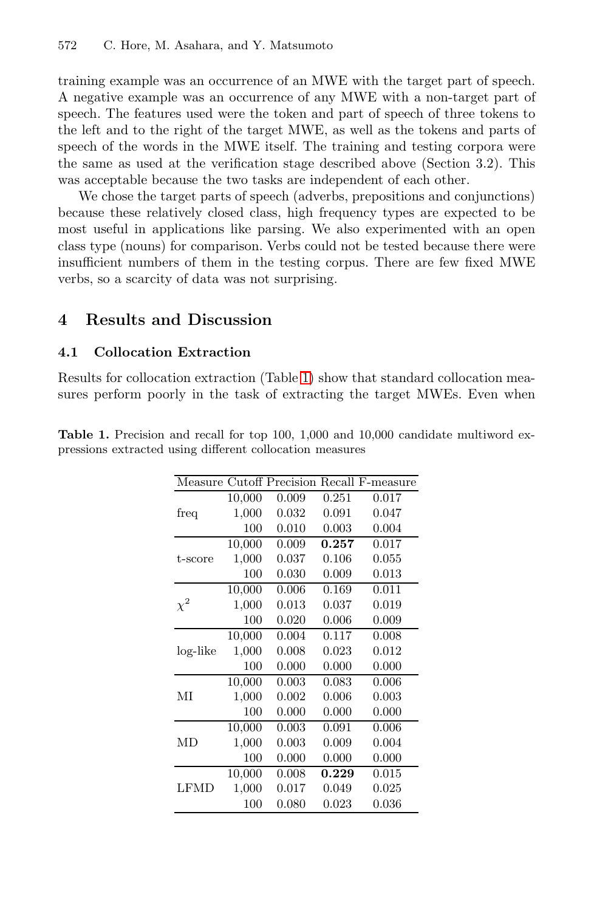training example was an occurrence of an MWE with the target part of speech. A negative example was an occurrence of any MWE with a non-target part of speech. The features used were the token and part of speech of three tokens to the left and to the right of the target MWE, as well as the tokens and parts of speech of the words in the MWE itself. The training and testing corpora were the same as used at the verification stage described above (Section 3.2). This was acceptable because the two tasks are independent of each other.

We chose the target parts of speech (adverbs, prepositions and conjunctions) because these relatively closed class, high frequency types are expected to be most useful in applications like parsing. We also experimented with an open class type (nouns) for comparison. Verbs could not be tested because there were insufficient numbers of them in the testing corpus. There are few fixed MWE verbs, so a scarcity of data was not surprising.

## 4 Results and Discussion

### 4.1 Collocation Extraction

Results for collocation extraction (Table 1) show that standard collocation measures perform poorly in the task of extracting the target MWEs. Even when

**Table 1.** Precision and recall for top 100, 1,000 and 10,000 candidate multiword expressions extracted using different collocation measures

| Measure | Cutoff | Precision | Recall | F-measure |
|---|---|---|---|---|
| freq | 10,000 | 0.009 | 0.251 | 0.017 |
| | 1,000 | 0.032 | 0.091 | 0.047 |
| | 100 | 0.010 | 0.003 | 0.004 |
| t-score | 10,000 | 0.009 | **0.257** | 0.017 |
| | 1,000 | 0.037 | 0.106 | 0.055 |
| | 100 | 0.030 | 0.009 | 0.013 |
| $\chi^2$ | 10,000 | 0.006 | 0.169 | 0.011 |
| | 1,000 | 0.013 | 0.037 | 0.019 |
| | 100 | 0.020 | 0.006 | 0.009 |
| log-like | 10,000 | 0.004 | 0.117 | 0.008 |
| | 1,000 | 0.008 | 0.023 | 0.012 |
| | 100 | 0.000 | 0.000 | 0.000 |
| MI | 10,000 | 0.003 | 0.083 | 0.006 |
| | 1,000 | 0.002 | 0.006 | 0.003 |
| | 100 | 0.000 | 0.000 | 0.000 |
| MD | 10,000 | 0.003 | 0.091 | 0.006 |
| | 1,000 | 0.003 | 0.009 | 0.004 |
| | 100 | 0.000 | 0.000 | 0.000 |
| LFMD | 10,000 | 0.008 | **0.229** | 0.015 |
| | 1,000 | 0.017 | 0.049 | 0.025 |
| | 100 | 0.080 | 0.023 | 0.036 |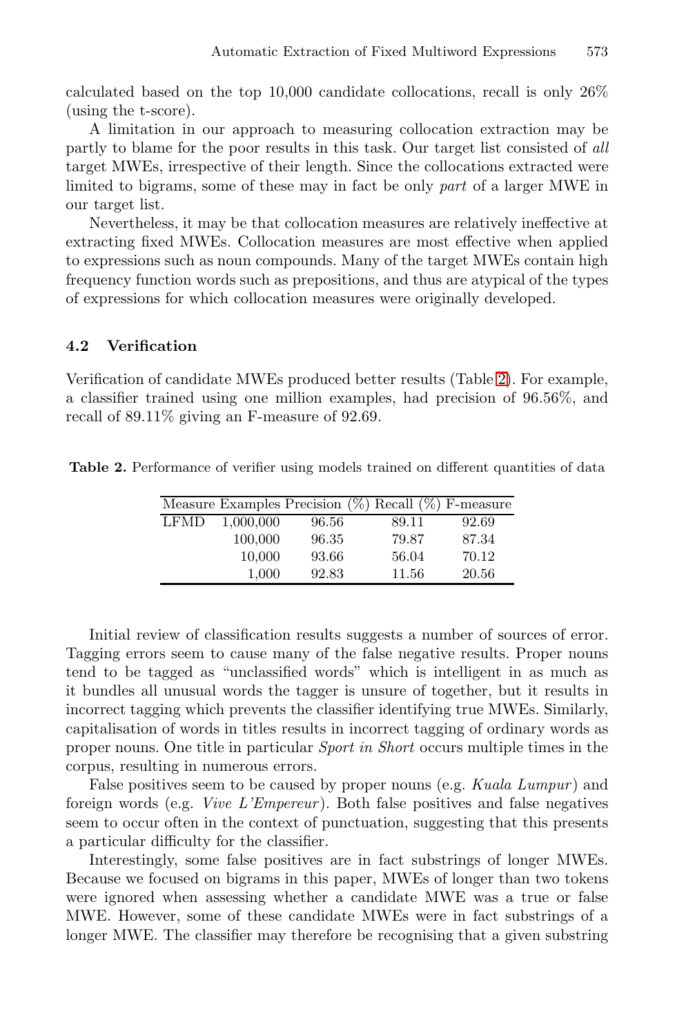calculated based on the top 10,000 candidate collocations, recall is only 26% (using the t-score).

A limitation in our approach to measuring collocation extraction may be partly to blame for the poor results in this task. Our target list consisted of *all* target MWEs, irrespective of their length. Since the collocations extracted were limited to bigrams, some of these may in fact be only *part* of a larger MWE in our target list.

Nevertheless, it may be that collocation measures are relatively ineffective at extracting fixed MWEs. Collocation measures are most effective when applied to expressions such as noun compounds. Many of the target MWEs contain high frequency function words such as prepositions, and thus are atypical of the types of expressions for which collocation measures were originally developed.

### 4.2 Verification

Verification of candidate MWEs produced better results (Table 2). For example, a classifier trained using one million examples, had precision of 96.56%, and recall of 89.11% giving an F-measure of 92.69.

**Table 2.** Performance of verifier using models trained on different quantities of data

| Measure | Examples | Precision (%) | Recall (%) | F-measure |
|---|---|---|---|---|
| LFMD | 1,000,000 | 96.56 | 89.11 | 92.69 |
| | 100,000 | 96.35 | 79.87 | 87.34 |
| | 10,000 | 93.66 | 56.04 | 70.12 |
| | 1,000 | 92.83 | 11.56 | 20.56 |

Initial review of classification results suggests a number of sources of error. Tagging errors seem to cause many of the false negative results. Proper nouns tend to be tagged as "unclassified words" which is intelligent in as much as it bundles all unusual words the tagger is unsure of together, but it results in incorrect tagging which prevents the classifier identifying true MWEs. Similarly, capitalisation of words in titles results in incorrect tagging of ordinary words as proper nouns. One title in particular *Sport in Short* occurs multiple times in the corpus, resulting in numerous errors.

False positives seem to be caused by proper nouns (e.g. *Kuala Lumpur*) and foreign words (e.g. *Vive L'Empereur*). Both false positives and false negatives seem to occur often in the context of punctuation, suggesting that this presents a particular difficulty for the classifier.

Interestingly, some false positives are in fact substrings of longer MWEs. Because we focused on bigrams in this paper, MWEs of longer than two tokens were ignored when assessing whether a candidate MWE was a true or false MWE. However, some of these candidate MWEs were in fact substrings of a longer MWE. The classifier may therefore be recognising that a given substring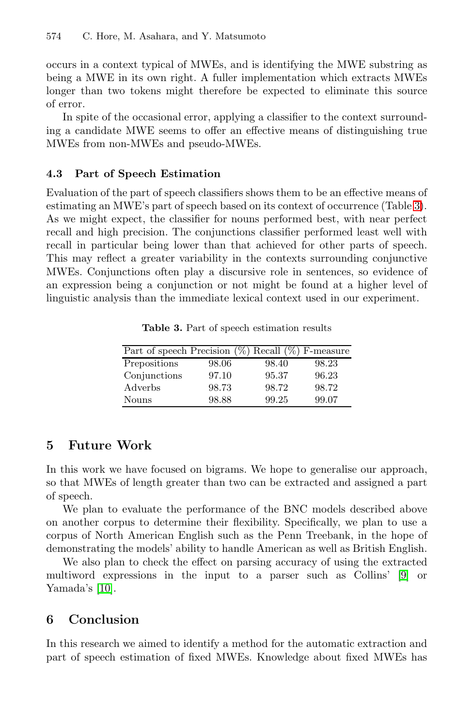occurs in a context typical of MWEs, and is identifying the MWE substring as being a MWE in its own right. A fuller implementation which extracts MWEs longer than two tokens might therefore be expected to eliminate this source of error.

In spite of the occasional error, applying a classifier to the context surrounding a candidate MWE seems to offer an effective means of distinguishing true MWEs from non-MWEs and pseudo-MWEs.

### 4.3 Part of Speech Estimation

Evaluation of the part of speech classifiers shows them to be an effective means of estimating an MWE's part of speech based on its context of occurrence (Table 3). As we might expect, the classifier for nouns performed best, with near perfect recall and high precision. The conjunctions classifier performed least well with recall in particular being lower than that achieved for other parts of speech. This may reflect a greater variability in the contexts surrounding conjunctive MWEs. Conjunctions often play a discursive role in sentences, so evidence of an expression being a conjunction or not might be found at a higher level of linguistic analysis than the immediate lexical context used in our experiment.

**Table 3.** Part of speech estimation results

| Part of speech | Precision (%) | Recall (%) | F-measure |
|---|---|---|---|
| Prepositions | 98.06 | 98.40 | 98.23 |
| Conjunctions | 97.10 | 95.37 | 96.23 |
| Adverbs | 98.73 | 98.72 | 98.72 |
| Nouns | 98.88 | 99.25 | 99.07 |

## 5 Future Work

In this work we have focused on bigrams. We hope to generalise our approach, so that MWEs of length greater than two can be extracted and assigned a part of speech.

We plan to evaluate the performance of the BNC models described above on another corpus to determine their flexibility. Specifically, we plan to use a corpus of North American English such as the Penn Treebank, in the hope of demonstrating the models' ability to handle American as well as British English.

We also plan to check the effect on parsing accuracy of using the extracted multiword expressions in the input to a parser such as Collins' [9] or Yamada's [10].

## 6 Conclusion

In this research we aimed to identify a method for the automatic extraction and part of speech estimation of fixed MWEs. Knowledge about fixed MWEs has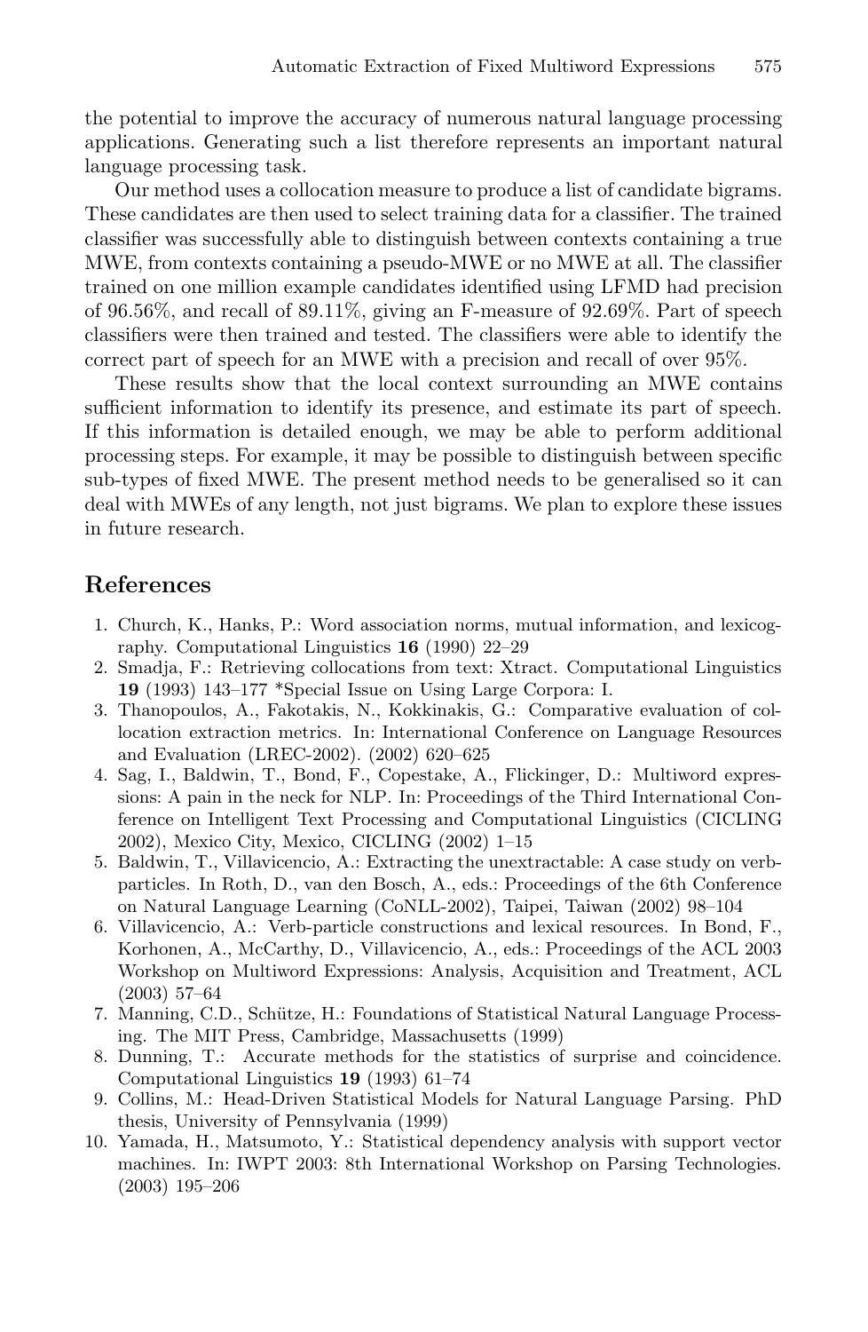the potential to improve the accuracy of numerous natural language processing applications. Generating such a list therefore represents an important natural language processing task.

Our method uses a collocation measure to produce a list of candidate bigrams. These candidates are then used to select training data for a classifier. The trained classifier was successfully able to distinguish between contexts containing a true MWE, from contexts containing a pseudo-MWE or no MWE at all. The classifier trained on one million example candidates identified using LFMD had precision of 96.56%, and recall of 89.11%, giving an F-measure of 92.69%. Part of speech classifiers were then trained and tested. The classifiers were able to identify the correct part of speech for an MWE with a precision and recall of over 95%.

These results show that the local context surrounding an MWE contains sufficient information to identify its presence, and estimate its part of speech. If this information is detailed enough, we may be able to perform additional processing steps. For example, it may be possible to distinguish between specific sub-types of fixed MWE. The present method needs to be generalised so it can deal with MWEs of any length, not just bigrams. We plan to explore these issues in future research.

## References

1. Church, K., Hanks, P.: Word association norms, mutual information, and lexicography. Computational Linguistics **16** (1990) 22–29
2. Smadja, F.: Retrieving collocations from text: Xtract. Computational Linguistics **19** (1993) 143–177 *Special Issue on Using Large Corpora: I.
3. Thanopoulos, A., Fakotakis, N., Kokkinakis, G.: Comparative evaluation of collocation extraction metrics. In: International Conference on Language Resources and Evaluation (LREC-2002). (2002) 620–625
4. Sag, I., Baldwin, T., Bond, F., Copestake, A., Flickinger, D.: Multiword expressions: A pain in the neck for NLP. In: Proceedings of the Third International Conference on Intelligent Text Processing and Computational Linguistics (CICLING 2002), Mexico City, Mexico, CICLING (2002) 1–15
5. Baldwin, T., Villavicencio, A.: Extracting the unextractable: A case study on verb-particles. In Roth, D., van den Bosch, A., eds.: Proceedings of the 6th Conference on Natural Language Learning (CoNLL-2002), Taipei, Taiwan (2002) 98–104
6. Villavicencio, A.: Verb-particle constructions and lexical resources. In Bond, F., Korhonen, A., McCarthy, D., Villavicencio, A., eds.: Proceedings of the ACL 2003 Workshop on Multiword Expressions: Analysis, Acquisition and Treatment, ACL (2003) 57–64
7. Manning, C.D., Schütze, H.: Foundations of Statistical Natural Language Processing. The MIT Press, Cambridge, Massachusetts (1999)
8. Dunning, T.: Accurate methods for the statistics of surprise and coincidence. Computational Linguistics **19** (1993) 61–74
9. Collins, M.: Head-Driven Statistical Models for Natural Language Parsing. PhD thesis, University of Pennsylvania (1999)
10. Yamada, H., Matsumoto, Y.: Statistical dependency analysis with support vector machines. In: IWPT 2003: 8th International Workshop on Parsing Technologies. (2003) 195–206